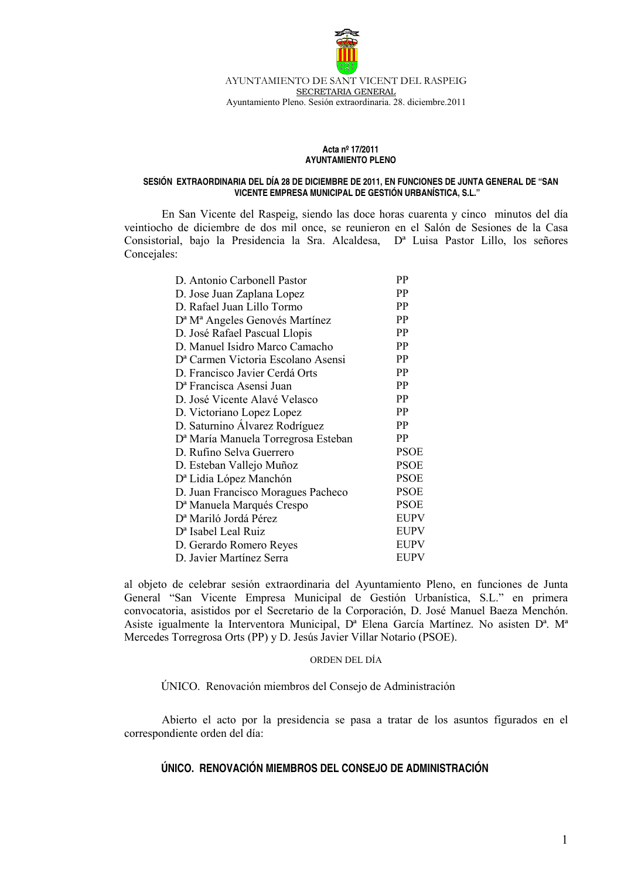AYUNTAMIENTO DE SANT VICENT DEL RASPEIG

SECRETARIA GENERAL

Ayuntamiento Pleno. Sesión extraordinaria. 28. diciembre.2011

**Acta nº 17/2011**
**AYUNTAMIENTO PLENO**

**SESIÓN EXTRAORDINARIA DEL DÍA 28 DE DICIEMBRE DE 2011, EN FUNCIONES DE JUNTA GENERAL DE "SAN VICENTE EMPRESA MUNICIPAL DE GESTIÓN URBANÍSTICA, S.L."**

En San Vicente del Raspeig, siendo las doce horas cuarenta y cinco minutos del día veintiocho de diciembre de dos mil once, se reunieron en el Salón de Sesiones de la Casa Consistorial, bajo la Presidencia la Sra. Alcaldesa, Dª Luisa Pastor Lillo, los señores Concejales:

| | |
|---|---|
| D. Antonio Carbonell Pastor | PP |
| D. Jose Juan Zaplana Lopez | PP |
| D. Rafael Juan Lillo Tormo | PP |
| Dª Mª Angeles Genovés Martínez | PP |
| D. José Rafael Pascual Llopis | PP |
| D. Manuel Isidro Marco Camacho | PP |
| Dª Carmen Victoria Escolano Asensi | PP |
| D. Francisco Javier Cerdá Orts | PP |
| Dª Francisca Asensi Juan | PP |
| D. José Vicente Alavé Velasco | PP |
| D. Victoriano Lopez Lopez | PP |
| D. Saturnino Álvarez Rodríguez | PP |
| Dª María Manuela Torregrosa Esteban | PP |
| D. Rufino Selva Guerrero | PSOE |
| D. Esteban Vallejo Muñoz | PSOE |
| Dª Lidia López Manchón | PSOE |
| D. Juan Francisco Moragues Pacheco | PSOE |
| Dª Manuela Marqués Crespo | PSOE |
| Dª Mariló Jordá Pérez | EUPV |
| Dª Isabel Leal Ruiz | EUPV |
| D. Gerardo Romero Reyes | EUPV |
| D. Javier Martínez Serra | EUPV |

al objeto de celebrar sesión extraordinaria del Ayuntamiento Pleno, en funciones de Junta General "San Vicente Empresa Municipal de Gestión Urbanística, S.L." en primera convocatoria, asistidos por el Secretario de la Corporación, D. José Manuel Baeza Menchón. Asiste igualmente la Interventora Municipal, Dª Elena García Martínez. No asisten Dª. Mª Mercedes Torregrosa Orts (PP) y D. Jesús Javier Villar Notario (PSOE).

ORDEN DEL DÍA

ÚNICO. Renovación miembros del Consejo de Administración

Abierto el acto por la presidencia se pasa a tratar de los asuntos figurados en el correspondiente orden del día:

## ÚNICO. RENOVACIÓN MIEMBROS DEL CONSEJO DE ADMINISTRACIÓN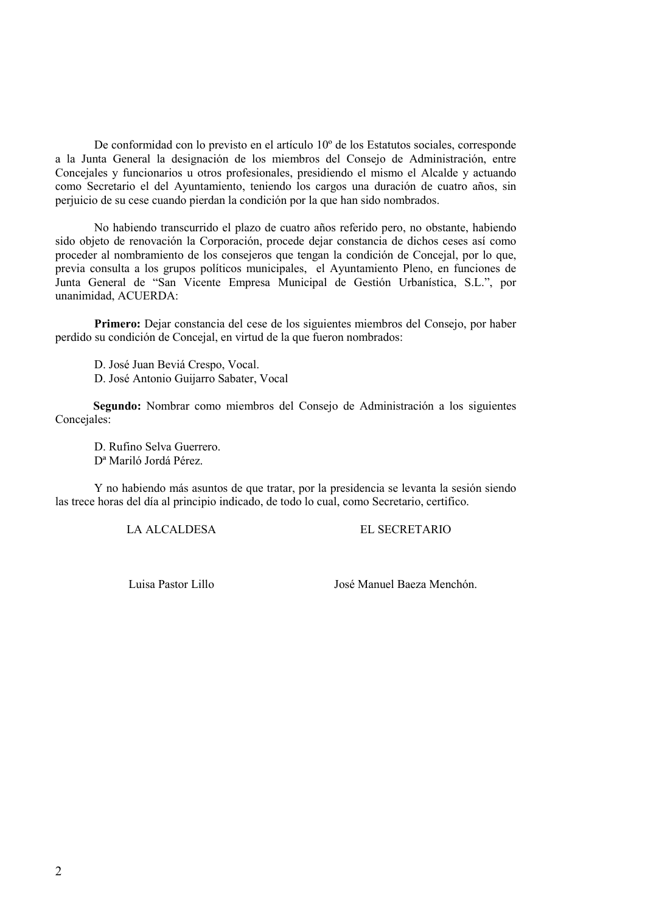De conformidad con lo previsto en el artículo 10º de los Estatutos sociales, corresponde a la Junta General la designación de los miembros del Consejo de Administración, entre Concejales y funcionarios u otros profesionales, presidiendo el mismo el Alcalde y actuando como Secretario el del Ayuntamiento, teniendo los cargos una duración de cuatro años, sin perjuicio de su cese cuando pierdan la condición por la que han sido nombrados.

No habiendo transcurrido el plazo de cuatro años referido pero, no obstante, habiendo sido objeto de renovación la Corporación, procede dejar constancia de dichos ceses así como proceder al nombramiento de los consejeros que tengan la condición de Concejal, por lo que, previa consulta a los grupos políticos municipales, el Ayuntamiento Pleno, en funciones de Junta General de "San Vicente Empresa Municipal de Gestión Urbanística, S.L.", por unanimidad, ACUERDA:

**Primero:** Dejar constancia del cese de los siguientes miembros del Consejo, por haber perdido su condición de Concejal, en virtud de la que fueron nombrados:

D. José Juan Beviá Crespo, Vocal.
D. José Antonio Guijarro Sabater, Vocal

**Segundo:** Nombrar como miembros del Consejo de Administración a los siguientes Concejales:

D. Rufino Selva Guerrero.
Dª Mariló Jordá Pérez.

Y no habiendo más asuntos de que tratar, por la presidencia se levanta la sesión siendo las trece horas del día al principio indicado, de todo lo cual, como Secretario, certifico.

LA ALCALDESA — EL SECRETARIO

Luisa Pastor Lillo — José Manuel Baeza Menchón.